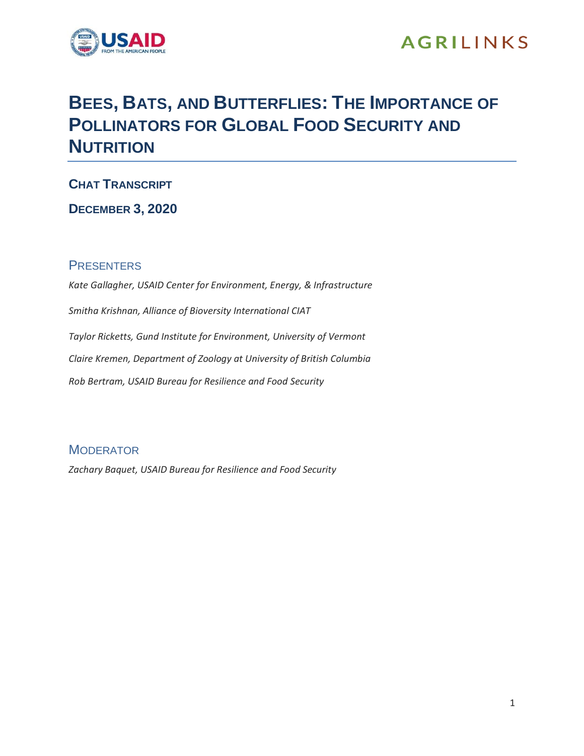# BEES, BATS, AND BUTTERFLIES: THE IMPORTANCE OF POLLINATORS FOR GLOBAL FOOD SECURITY AND NUTRITION

## CHAT TRANSCRIPT

## DECEMBER 3, 2020

### PRESENTERS

*Kate Gallagher, USAID Center for Environment, Energy, & Infrastructure*

*Smitha Krishnan, Alliance of Bioversity International CIAT*

*Taylor Ricketts, Gund Institute for Environment, University of Vermont*

*Claire Kremen, Department of Zoology at University of British Columbia*

*Rob Bertram, USAID Bureau for Resilience and Food Security*

### MODERATOR

*Zachary Baquet, USAID Bureau for Resilience and Food Security*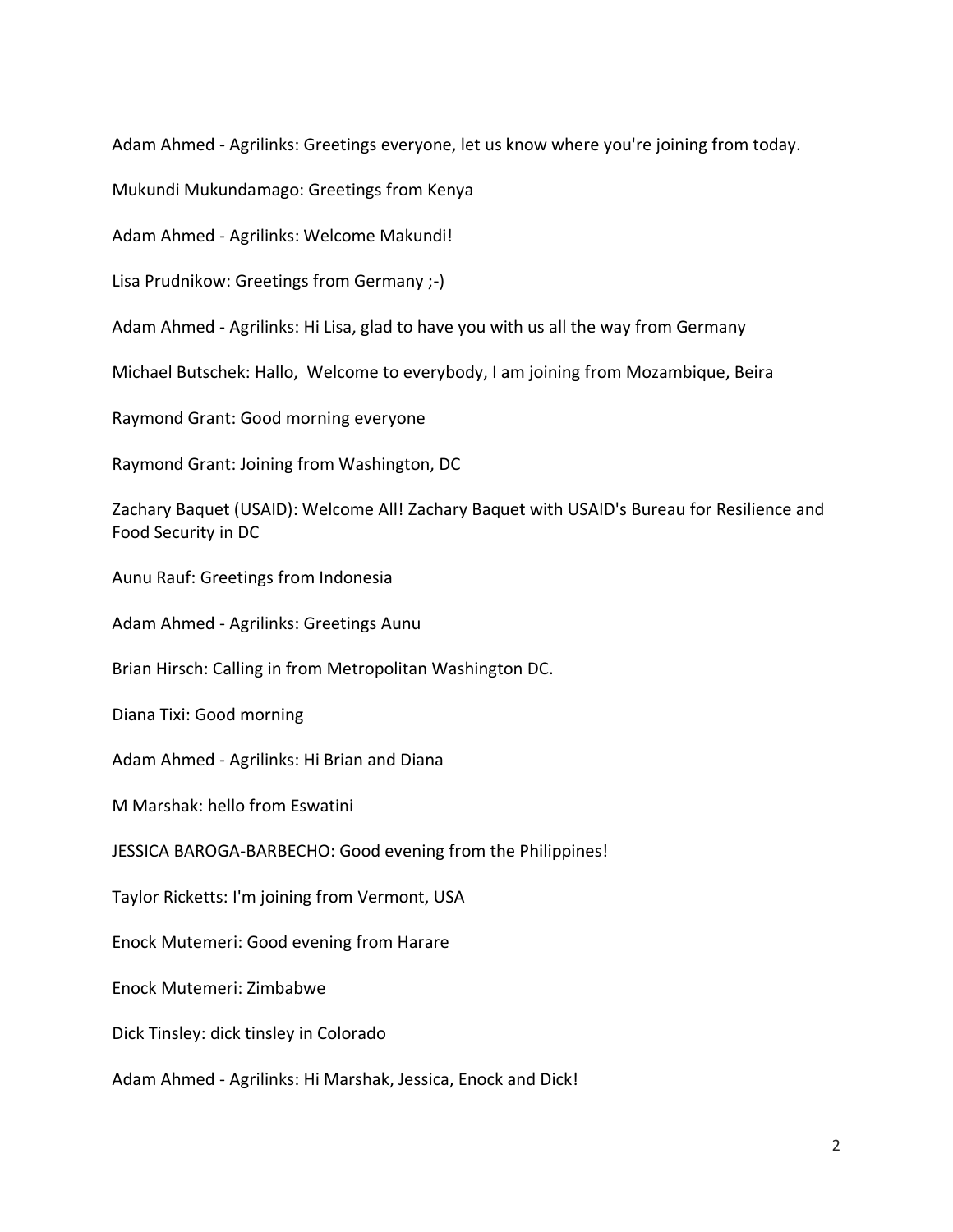Adam Ahmed - Agrilinks: Greetings everyone, let us know where you're joining from today.

Mukundi Mukundamago: Greetings from Kenya

Adam Ahmed - Agrilinks: Welcome Makundi!

Lisa Prudnikow: Greetings from Germany ;-)

Adam Ahmed - Agrilinks: Hi Lisa, glad to have you with us all the way from Germany

Michael Butschek: Hallo, Welcome to everybody, I am joining from Mozambique, Beira

Raymond Grant: Good morning everyone

Raymond Grant: Joining from Washington, DC

Zachary Baquet (USAID): Welcome All! Zachary Baquet with USAID's Bureau for Resilience and Food Security in DC

Aunu Rauf: Greetings from Indonesia

Adam Ahmed - Agrilinks: Greetings Aunu

Brian Hirsch: Calling in from Metropolitan Washington DC.

Diana Tixi: Good morning

Adam Ahmed - Agrilinks: Hi Brian and Diana

M Marshak: hello from Eswatini

JESSICA BAROGA-BARBECHO: Good evening from the Philippines!

Taylor Ricketts: I'm joining from Vermont, USA

Enock Mutemeri: Good evening from Harare

Enock Mutemeri: Zimbabwe

Dick Tinsley: dick tinsley in Colorado

Adam Ahmed - Agrilinks: Hi Marshak, Jessica, Enock and Dick!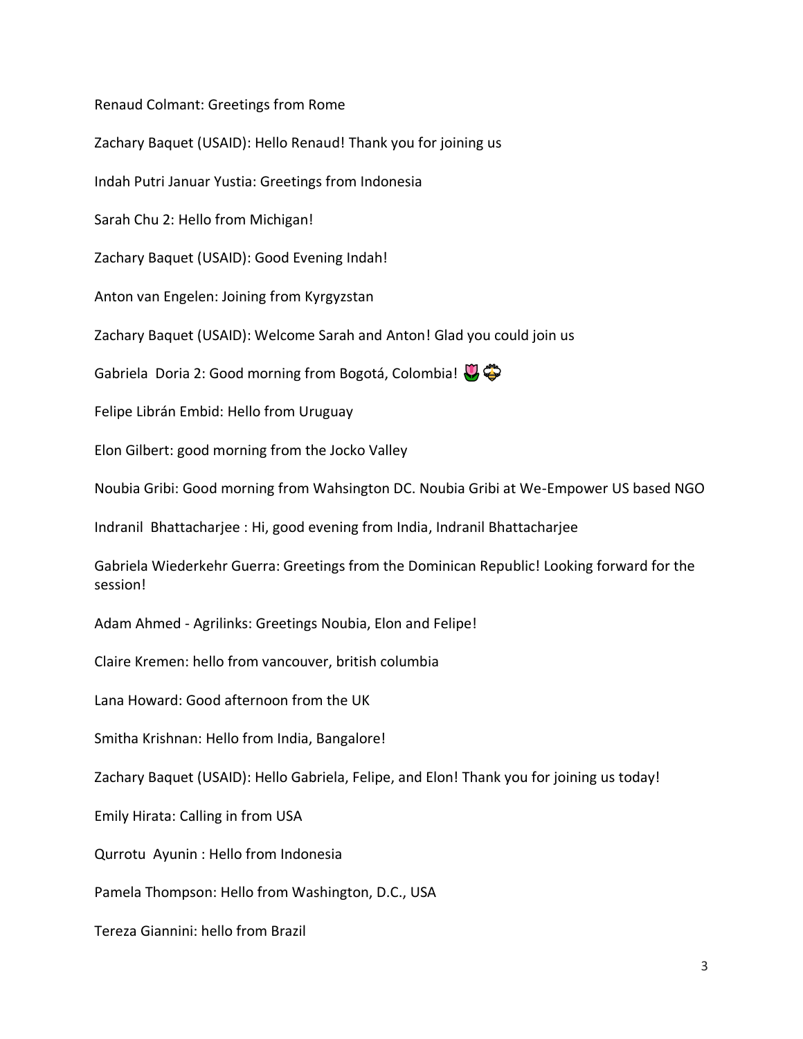Renaud Colmant: Greetings from Rome

Zachary Baquet (USAID): Hello Renaud! Thank you for joining us

Indah Putri Januar Yustia: Greetings from Indonesia

Sarah Chu 2: Hello from Michigan!

Zachary Baquet (USAID): Good Evening Indah!

Anton van Engelen: Joining from Kyrgyzstan

Zachary Baquet (USAID): Welcome Sarah and Anton! Glad you could join us

Gabriela Doria 2: Good morning from Bogotá, Colombia! 🌷🐝

Felipe Librán Embid: Hello from Uruguay

Elon Gilbert: good morning from the Jocko Valley

Noubia Gribi: Good morning from Wahsington DC. Noubia Gribi at We-Empower US based NGO

Indranil Bhattacharjee : Hi, good evening from India, Indranil Bhattacharjee

Gabriela Wiederkehr Guerra: Greetings from the Dominican Republic! Looking forward for the session!

Adam Ahmed - Agrilinks: Greetings Noubia, Elon and Felipe!

Claire Kremen: hello from vancouver, british columbia

Lana Howard: Good afternoon from the UK

Smitha Krishnan: Hello from India, Bangalore!

Zachary Baquet (USAID): Hello Gabriela, Felipe, and Elon! Thank you for joining us today!

Emily Hirata: Calling in from USA

Qurrotu Ayunin : Hello from Indonesia

Pamela Thompson: Hello from Washington, D.C., USA

Tereza Giannini: hello from Brazil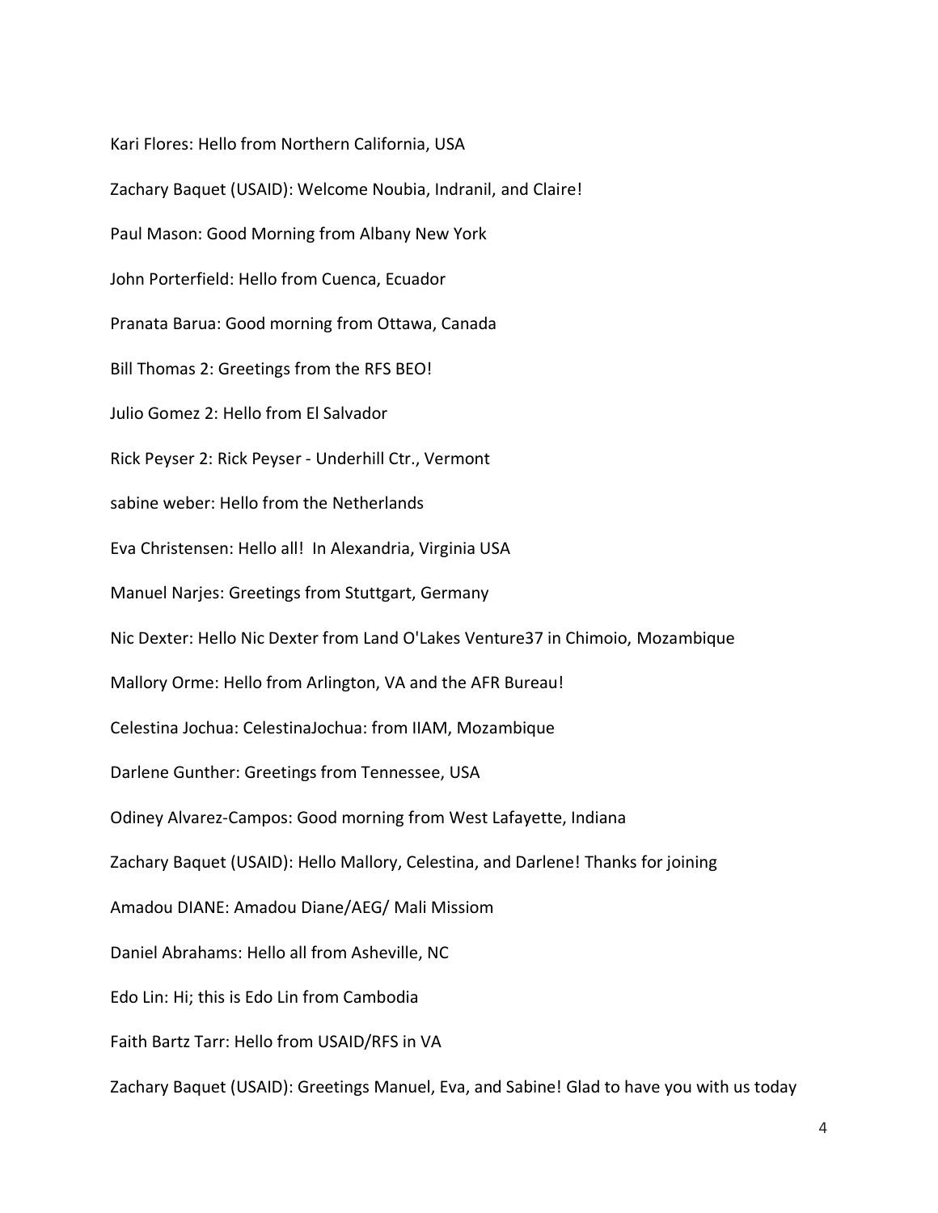Kari Flores: Hello from Northern California, USA

Zachary Baquet (USAID): Welcome Noubia, Indranil, and Claire!

Paul Mason: Good Morning from Albany New York

John Porterfield: Hello from Cuenca, Ecuador

Pranata Barua: Good morning from Ottawa, Canada

Bill Thomas 2: Greetings from the RFS BEO!

Julio Gomez 2: Hello from El Salvador

Rick Peyser 2: Rick Peyser - Underhill Ctr., Vermont

sabine weber: Hello from the Netherlands

Eva Christensen: Hello all! In Alexandria, Virginia USA

Manuel Narjes: Greetings from Stuttgart, Germany

Nic Dexter: Hello Nic Dexter from Land O'Lakes Venture37 in Chimoio, Mozambique

Mallory Orme: Hello from Arlington, VA and the AFR Bureau!

Celestina Jochua: CelestinaJochua: from IIAM, Mozambique

Darlene Gunther: Greetings from Tennessee, USA

Odiney Alvarez-Campos: Good morning from West Lafayette, Indiana

Zachary Baquet (USAID): Hello Mallory, Celestina, and Darlene! Thanks for joining

Amadou DIANE: Amadou Diane/AEG/ Mali Missiom

Daniel Abrahams: Hello all from Asheville, NC

Edo Lin: Hi; this is Edo Lin from Cambodia

Faith Bartz Tarr: Hello from USAID/RFS in VA

Zachary Baquet (USAID): Greetings Manuel, Eva, and Sabine! Glad to have you with us today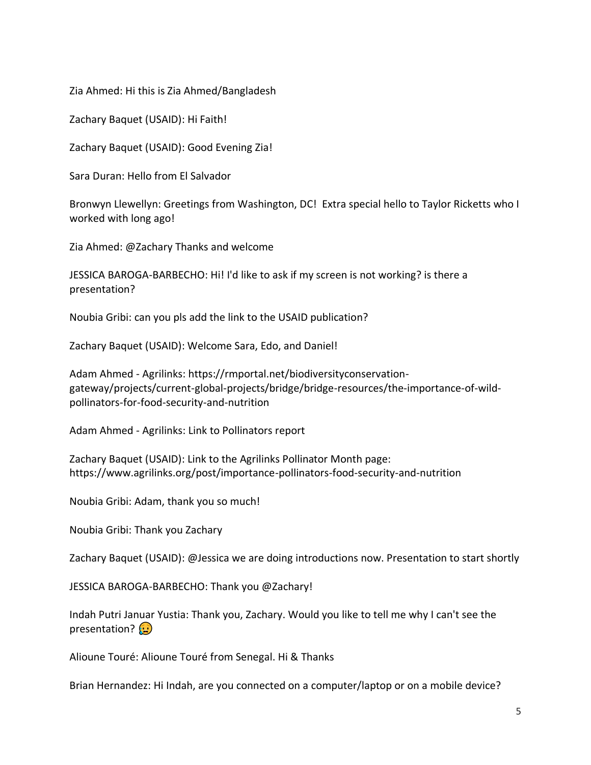Zia Ahmed: Hi this is Zia Ahmed/Bangladesh

Zachary Baquet (USAID): Hi Faith!

Zachary Baquet (USAID): Good Evening Zia!

Sara Duran: Hello from El Salvador

Bronwyn Llewellyn: Greetings from Washington, DC! Extra special hello to Taylor Ricketts who I worked with long ago!

Zia Ahmed: @Zachary Thanks and welcome

JESSICA BAROGA-BARBECHO: Hi! I'd like to ask if my screen is not working? is there a presentation?

Noubia Gribi: can you pls add the link to the USAID publication?

Zachary Baquet (USAID): Welcome Sara, Edo, and Daniel!

Adam Ahmed - Agrilinks: https://rmportal.net/biodiversityconservation-gateway/projects/current-global-projects/bridge/bridge-resources/the-importance-of-wild-pollinators-for-food-security-and-nutrition

Adam Ahmed - Agrilinks: Link to Pollinators report

Zachary Baquet (USAID): Link to the Agrilinks Pollinator Month page: https://www.agrilinks.org/post/importance-pollinators-food-security-and-nutrition

Noubia Gribi: Adam, thank you so much!

Noubia Gribi: Thank you Zachary

Zachary Baquet (USAID): @Jessica we are doing introductions now. Presentation to start shortly

JESSICA BAROGA-BARBECHO: Thank you @Zachary!

Indah Putri Januar Yustia: Thank you, Zachary. Would you like to tell me why I can't see the presentation? 😥

Alioune Touré: Alioune Touré from Senegal. Hi & Thanks

Brian Hernandez: Hi Indah, are you connected on a computer/laptop or on a mobile device?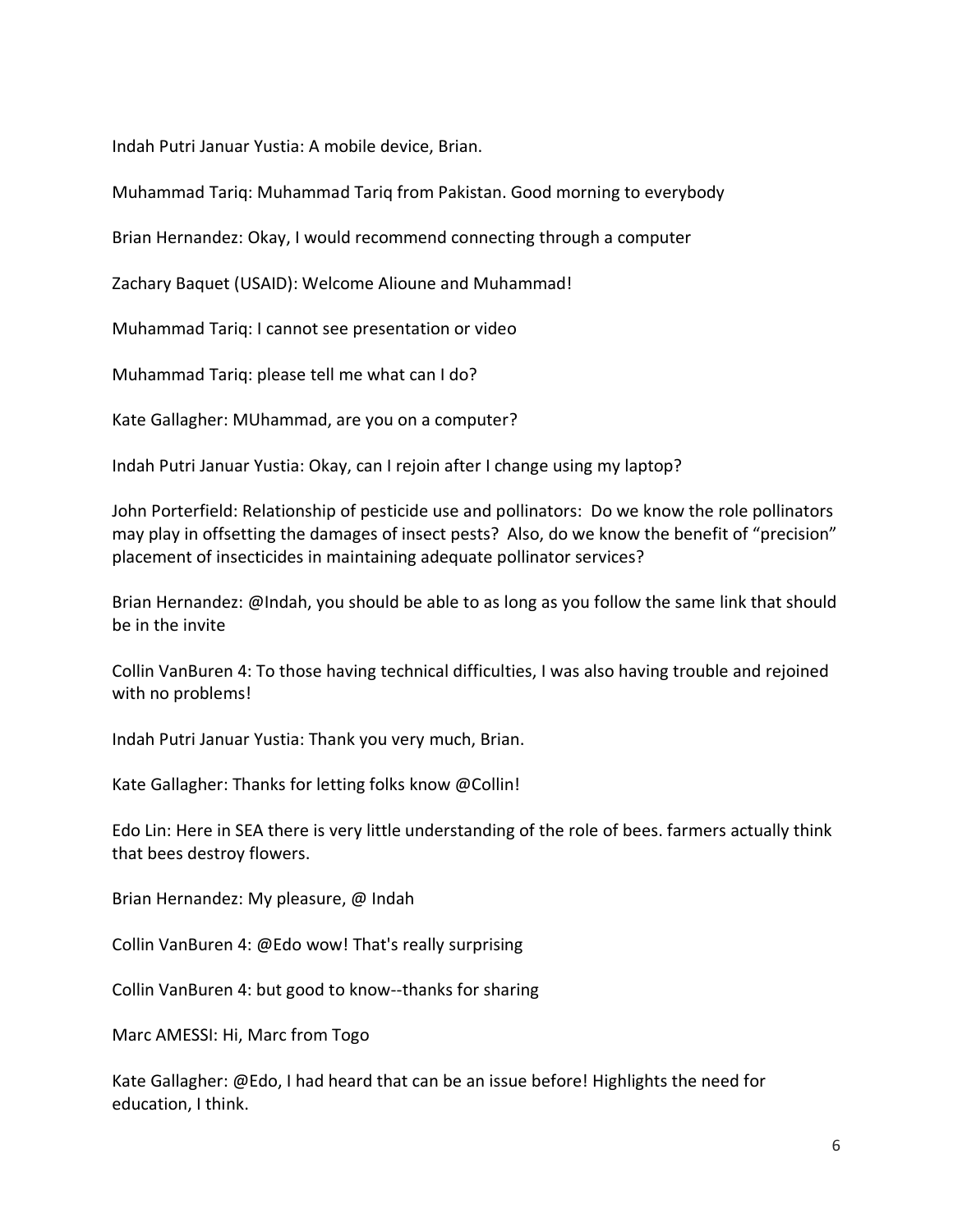Indah Putri Januar Yustia: A mobile device, Brian.

Muhammad Tariq: Muhammad Tariq from Pakistan. Good morning to everybody

Brian Hernandez: Okay, I would recommend connecting through a computer

Zachary Baquet (USAID): Welcome Alioune and Muhammad!

Muhammad Tariq: I cannot see presentation or video

Muhammad Tariq: please tell me what can I do?

Kate Gallagher: MUhammad, are you on a computer?

Indah Putri Januar Yustia: Okay, can I rejoin after I change using my laptop?

John Porterfield: Relationship of pesticide use and pollinators: Do we know the role pollinators may play in offsetting the damages of insect pests? Also, do we know the benefit of "precision" placement of insecticides in maintaining adequate pollinator services?

Brian Hernandez: @Indah, you should be able to as long as you follow the same link that should be in the invite

Collin VanBuren 4: To those having technical difficulties, I was also having trouble and rejoined with no problems!

Indah Putri Januar Yustia: Thank you very much, Brian.

Kate Gallagher: Thanks for letting folks know @Collin!

Edo Lin: Here in SEA there is very little understanding of the role of bees. farmers actually think that bees destroy flowers.

Brian Hernandez: My pleasure, @ Indah

Collin VanBuren 4: @Edo wow! That's really surprising

Collin VanBuren 4: but good to know--thanks for sharing

Marc AMESSI: Hi, Marc from Togo

Kate Gallagher: @Edo, I had heard that can be an issue before! Highlights the need for education, I think.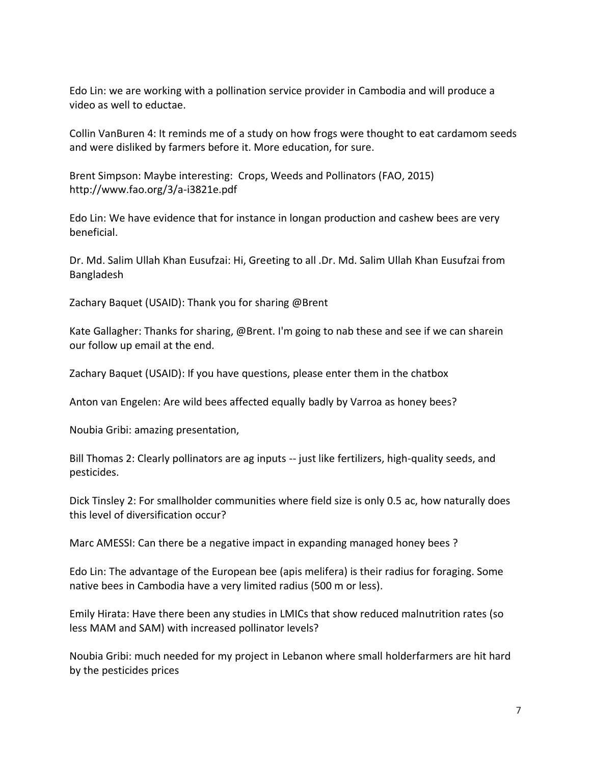Edo Lin: we are working with a pollination service provider in Cambodia and will produce a video as well to eductae.

Collin VanBuren 4: It reminds me of a study on how frogs were thought to eat cardamom seeds and were disliked by farmers before it. More education, for sure.

Brent Simpson: Maybe interesting: Crops, Weeds and Pollinators (FAO, 2015) http://www.fao.org/3/a-i3821e.pdf

Edo Lin: We have evidence that for instance in longan production and cashew bees are very beneficial.

Dr. Md. Salim Ullah Khan Eusufzai: Hi, Greeting to all .Dr. Md. Salim Ullah Khan Eusufzai from Bangladesh

Zachary Baquet (USAID): Thank you for sharing @Brent

Kate Gallagher: Thanks for sharing, @Brent. I'm going to nab these and see if we can sharein our follow up email at the end.

Zachary Baquet (USAID): If you have questions, please enter them in the chatbox

Anton van Engelen: Are wild bees affected equally badly by Varroa as honey bees?

Noubia Gribi: amazing presentation,

Bill Thomas 2: Clearly pollinators are ag inputs -- just like fertilizers, high-quality seeds, and pesticides.

Dick Tinsley 2: For smallholder communities where field size is only 0.5 ac, how naturally does this level of diversification occur?

Marc AMESSI: Can there be a negative impact in expanding managed honey bees ?

Edo Lin: The advantage of the European bee (apis melifera) is their radius for foraging. Some native bees in Cambodia have a very limited radius (500 m or less).

Emily Hirata: Have there been any studies in LMICs that show reduced malnutrition rates (so less MAM and SAM) with increased pollinator levels?

Noubia Gribi: much needed for my project in Lebanon where small holderfarmers are hit hard by the pesticides prices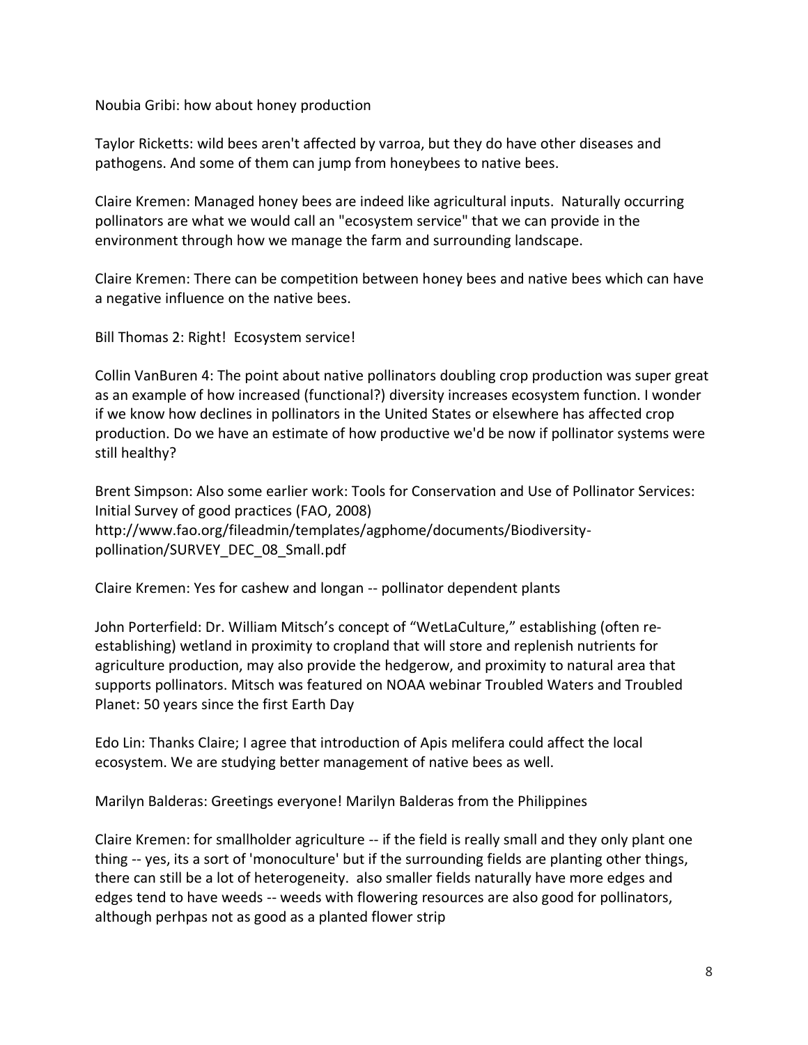Noubia Gribi: how about honey production

Taylor Ricketts: wild bees aren't affected by varroa, but they do have other diseases and pathogens. And some of them can jump from honeybees to native bees.

Claire Kremen: Managed honey bees are indeed like agricultural inputs. Naturally occurring pollinators are what we would call an "ecosystem service" that we can provide in the environment through how we manage the farm and surrounding landscape.

Claire Kremen: There can be competition between honey bees and native bees which can have a negative influence on the native bees.

Bill Thomas 2: Right! Ecosystem service!

Collin VanBuren 4: The point about native pollinators doubling crop production was super great as an example of how increased (functional?) diversity increases ecosystem function. I wonder if we know how declines in pollinators in the United States or elsewhere has affected crop production. Do we have an estimate of how productive we'd be now if pollinator systems were still healthy?

Brent Simpson: Also some earlier work: Tools for Conservation and Use of Pollinator Services: Initial Survey of good practices (FAO, 2008) http://www.fao.org/fileadmin/templates/agphome/documents/Biodiversity-pollination/SURVEY_DEC_08_Small.pdf

Claire Kremen: Yes for cashew and longan -- pollinator dependent plants

John Porterfield: Dr. William Mitsch's concept of "WetLaCulture," establishing (often re-establishing) wetland in proximity to cropland that will store and replenish nutrients for agriculture production, may also provide the hedgerow, and proximity to natural area that supports pollinators. Mitsch was featured on NOAA webinar Troubled Waters and Troubled Planet: 50 years since the first Earth Day

Edo Lin: Thanks Claire; I agree that introduction of Apis melifera could affect the local ecosystem. We are studying better management of native bees as well.

Marilyn Balderas: Greetings everyone! Marilyn Balderas from the Philippines

Claire Kremen: for smallholder agriculture -- if the field is really small and they only plant one thing -- yes, its a sort of 'monoculture' but if the surrounding fields are planting other things, there can still be a lot of heterogeneity. also smaller fields naturally have more edges and edges tend to have weeds -- weeds with flowering resources are also good for pollinators, although perhpas not as good as a planted flower strip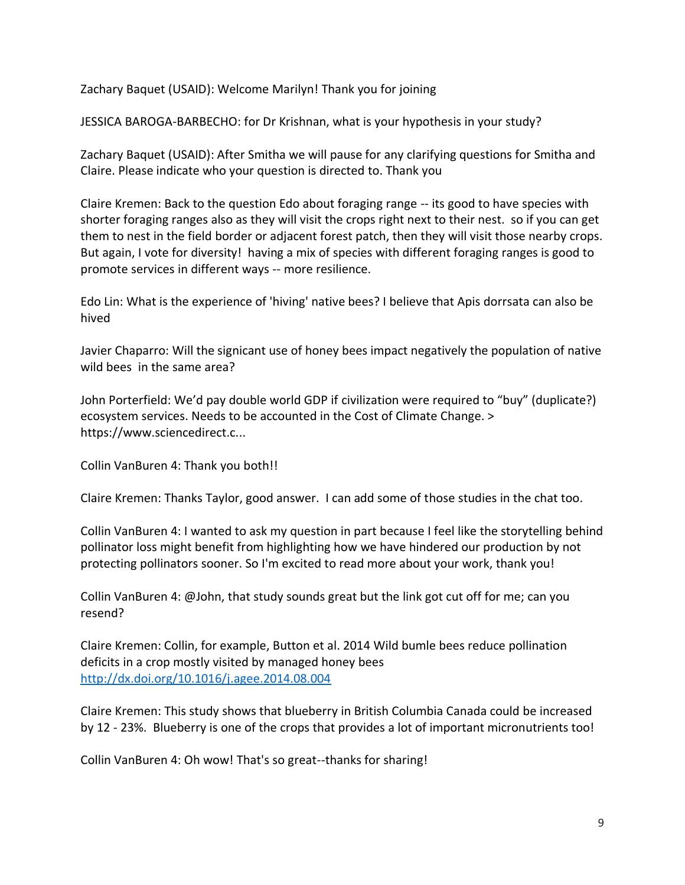Zachary Baquet (USAID): Welcome Marilyn! Thank you for joining

JESSICA BAROGA-BARBECHO: for Dr Krishnan, what is your hypothesis in your study?

Zachary Baquet (USAID): After Smitha we will pause for any clarifying questions for Smitha and Claire. Please indicate who your question is directed to. Thank you

Claire Kremen: Back to the question Edo about foraging range -- its good to have species with shorter foraging ranges also as they will visit the crops right next to their nest. so if you can get them to nest in the field border or adjacent forest patch, then they will visit those nearby crops. But again, I vote for diversity! having a mix of species with different foraging ranges is good to promote services in different ways -- more resilience.

Edo Lin: What is the experience of 'hiving' native bees? I believe that Apis dorrsata can also be hived

Javier Chaparro: Will the signicant use of honey bees impact negatively the population of native wild bees in the same area?

John Porterfield: We'd pay double world GDP if civilization were required to "buy" (duplicate?) ecosystem services. Needs to be accounted in the Cost of Climate Change. > https://www.sciencedirect.c...

Collin VanBuren 4: Thank you both!!

Claire Kremen: Thanks Taylor, good answer. I can add some of those studies in the chat too.

Collin VanBuren 4: I wanted to ask my question in part because I feel like the storytelling behind pollinator loss might benefit from highlighting how we have hindered our production by not protecting pollinators sooner. So I'm excited to read more about your work, thank you!

Collin VanBuren 4: @John, that study sounds great but the link got cut off for me; can you resend?

Claire Kremen: Collin, for example, Button et al. 2014 Wild bumle bees reduce pollination deficits in a crop mostly visited by managed honey bees [http://dx.doi.org/10.1016/j.agee.2014.08.004](http://dx.doi.org/10.1016/j.agee.2014.08.004)

Claire Kremen: This study shows that blueberry in British Columbia Canada could be increased by 12 - 23%. Blueberry is one of the crops that provides a lot of important micronutrients too!

Collin VanBuren 4: Oh wow! That's so great--thanks for sharing!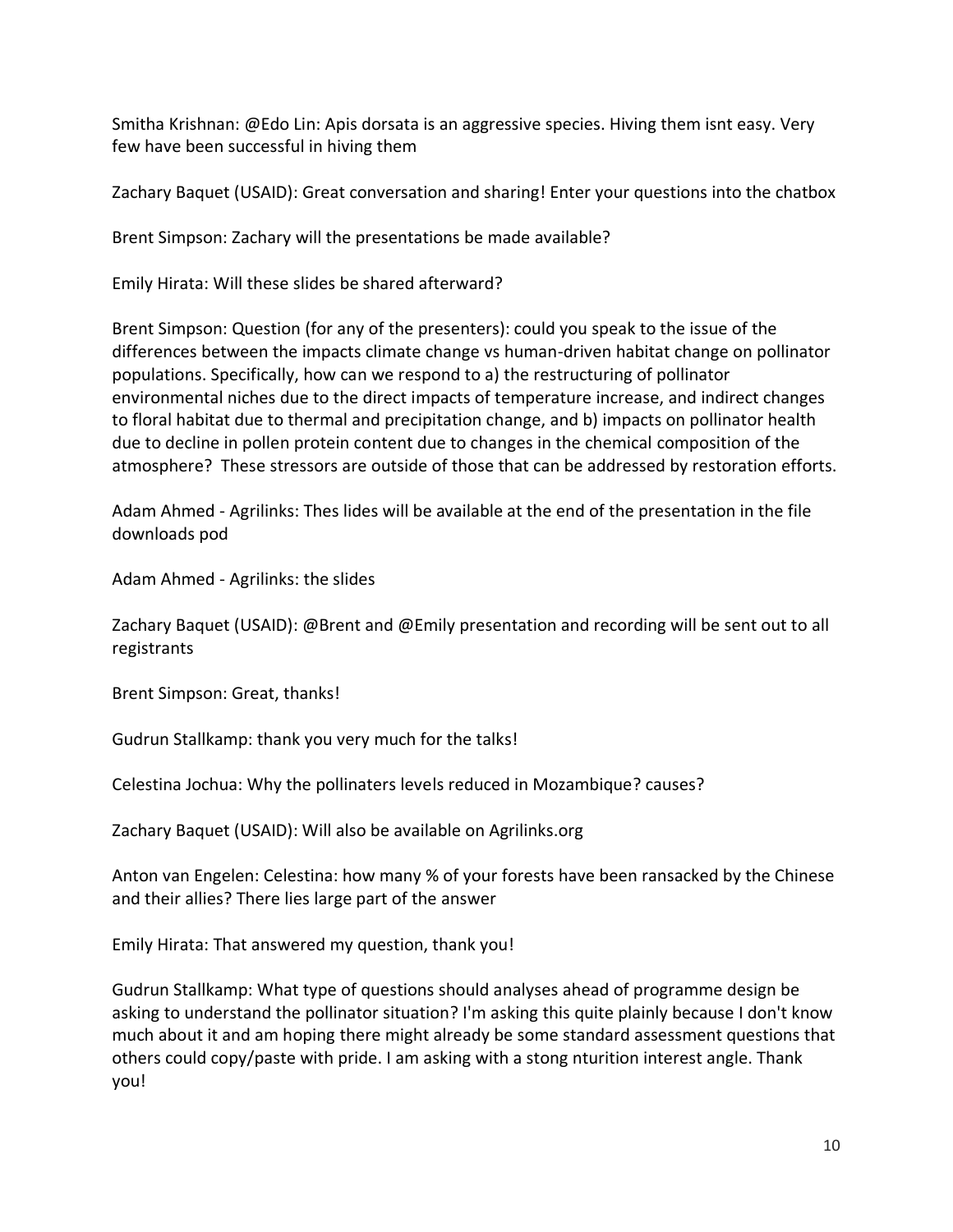Smitha Krishnan: @Edo Lin: Apis dorsata is an aggressive species. Hiving them isnt easy. Very few have been successful in hiving them

Zachary Baquet (USAID): Great conversation and sharing! Enter your questions into the chatbox

Brent Simpson: Zachary will the presentations be made available?

Emily Hirata: Will these slides be shared afterward?

Brent Simpson: Question (for any of the presenters): could you speak to the issue of the differences between the impacts climate change vs human-driven habitat change on pollinator populations. Specifically, how can we respond to a) the restructuring of pollinator environmental niches due to the direct impacts of temperature increase, and indirect changes to floral habitat due to thermal and precipitation change, and b) impacts on pollinator health due to decline in pollen protein content due to changes in the chemical composition of the atmosphere? These stressors are outside of those that can be addressed by restoration efforts.

Adam Ahmed - Agrilinks: Thes lides will be available at the end of the presentation in the file downloads pod

Adam Ahmed - Agrilinks: the slides

Zachary Baquet (USAID): @Brent and @Emily presentation and recording will be sent out to all registrants

Brent Simpson: Great, thanks!

Gudrun Stallkamp: thank you very much for the talks!

Celestina Jochua: Why the pollinaters levels reduced in Mozambique? causes?

Zachary Baquet (USAID): Will also be available on Agrilinks.org

Anton van Engelen: Celestina: how many % of your forests have been ransacked by the Chinese and their allies? There lies large part of the answer

Emily Hirata: That answered my question, thank you!

Gudrun Stallkamp: What type of questions should analyses ahead of programme design be asking to understand the pollinator situation? I'm asking this quite plainly because I don't know much about it and am hoping there might already be some standard assessment questions that others could copy/paste with pride. I am asking with a stong nturition interest angle. Thank you!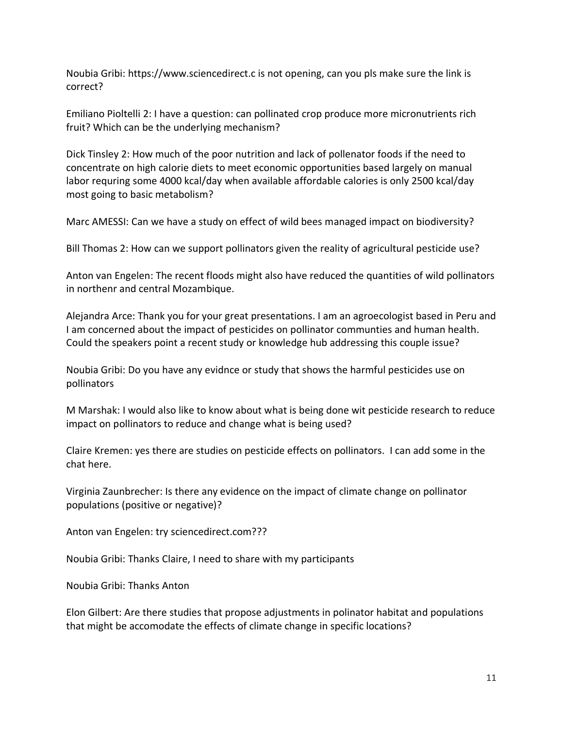Noubia Gribi: https://www.sciencedirect.c is not opening, can you pls make sure the link is correct?

Emiliano Pioltelli 2: I have a question: can pollinated crop produce more micronutrients rich fruit? Which can be the underlying mechanism?

Dick Tinsley 2: How much of the poor nutrition and lack of pollenator foods if the need to concentrate on high calorie diets to meet economic opportunities based largely on manual labor requring some 4000 kcal/day when available affordable calories is only 2500 kcal/day most going to basic metabolism?

Marc AMESSI: Can we have a study on effect of wild bees managed impact on biodiversity?

Bill Thomas 2: How can we support pollinators given the reality of agricultural pesticide use?

Anton van Engelen: The recent floods might also have reduced the quantities of wild pollinators in northenr and central Mozambique.

Alejandra Arce: Thank you for your great presentations. I am an agroecologist based in Peru and I am concerned about the impact of pesticides on pollinator communties and human health. Could the speakers point a recent study or knowledge hub addressing this couple issue?

Noubia Gribi: Do you have any evidnce or study that shows the harmful pesticides use on pollinators

M Marshak: I would also like to know about what is being done wit pesticide research to reduce impact on pollinators to reduce and change what is being used?

Claire Kremen: yes there are studies on pesticide effects on pollinators. I can add some in the chat here.

Virginia Zaunbrecher: Is there any evidence on the impact of climate change on pollinator populations (positive or negative)?

Anton van Engelen: try sciencedirect.com???

Noubia Gribi: Thanks Claire, I need to share with my participants

Noubia Gribi: Thanks Anton

Elon Gilbert: Are there studies that propose adjustments in polinator habitat and populations that might be accomodate the effects of climate change in specific locations?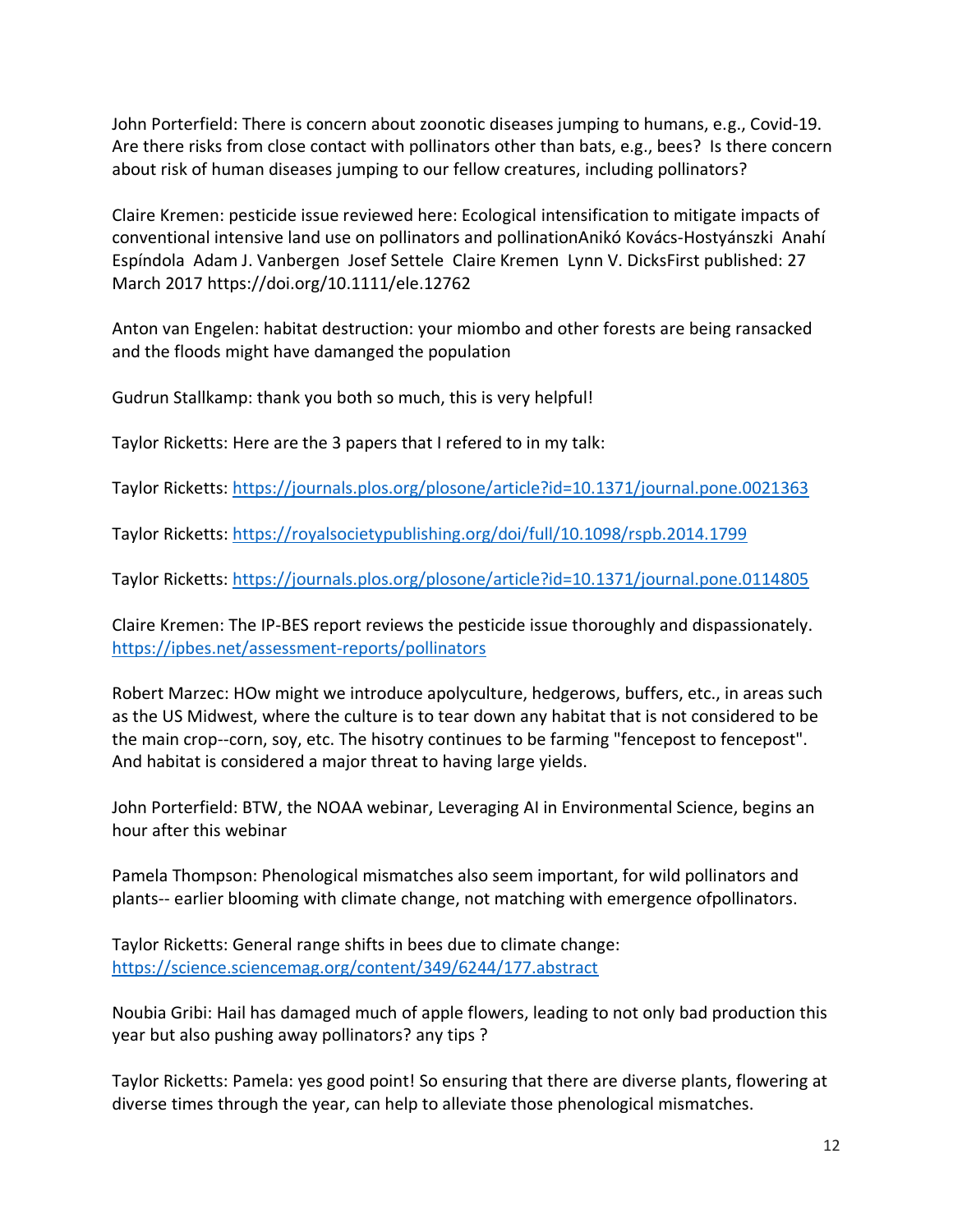John Porterfield: There is concern about zoonotic diseases jumping to humans, e.g., Covid-19. Are there risks from close contact with pollinators other than bats, e.g., bees? Is there concern about risk of human diseases jumping to our fellow creatures, including pollinators?

Claire Kremen: pesticide issue reviewed here: Ecological intensification to mitigate impacts of conventional intensive land use on pollinators and pollinationAnikó Kovács-Hostyánszki Anahí Espíndola Adam J. Vanbergen Josef Settele Claire Kremen Lynn V. DicksFirst published: 27 March 2017 https://doi.org/10.1111/ele.12762

Anton van Engelen: habitat destruction: your miombo and other forests are being ransacked and the floods might have damaged the population

Gudrun Stallkamp: thank you both so much, this is very helpful!

Taylor Ricketts: Here are the 3 papers that I refered to in my talk:

Taylor Ricketts: https://journals.plos.org/plosone/article?id=10.1371/journal.pone.0021363

Taylor Ricketts: https://royalsocietypublishing.org/doi/full/10.1098/rspb.2014.1799

Taylor Ricketts: https://journals.plos.org/plosone/article?id=10.1371/journal.pone.0114805

Claire Kremen: The IP-BES report reviews the pesticide issue thoroughly and dispassionately. https://ipbes.net/assessment-reports/pollinators

Robert Marzec: HOw might we introduce apolyculture, hedgerows, buffers, etc., in areas such as the US Midwest, where the culture is to tear down any habitat that is not considered to be the main crop--corn, soy, etc. The hisotry continues to be farming "fencepost to fencepost". And habitat is considered a major threat to having large yields.

John Porterfield: BTW, the NOAA webinar, Leveraging AI in Environmental Science, begins an hour after this webinar

Pamela Thompson: Phenological mismatches also seem important, for wild pollinators and plants-- earlier blooming with climate change, not matching with emergence ofpollinators.

Taylor Ricketts: General range shifts in bees due to climate change: https://science.sciencemag.org/content/349/6244/177.abstract

Noubia Gribi: Hail has damaged much of apple flowers, leading to not only bad production this year but also pushing away pollinators? any tips ?

Taylor Ricketts: Pamela: yes good point! So ensuring that there are diverse plants, flowering at diverse times through the year, can help to alleviate those phenological mismatches.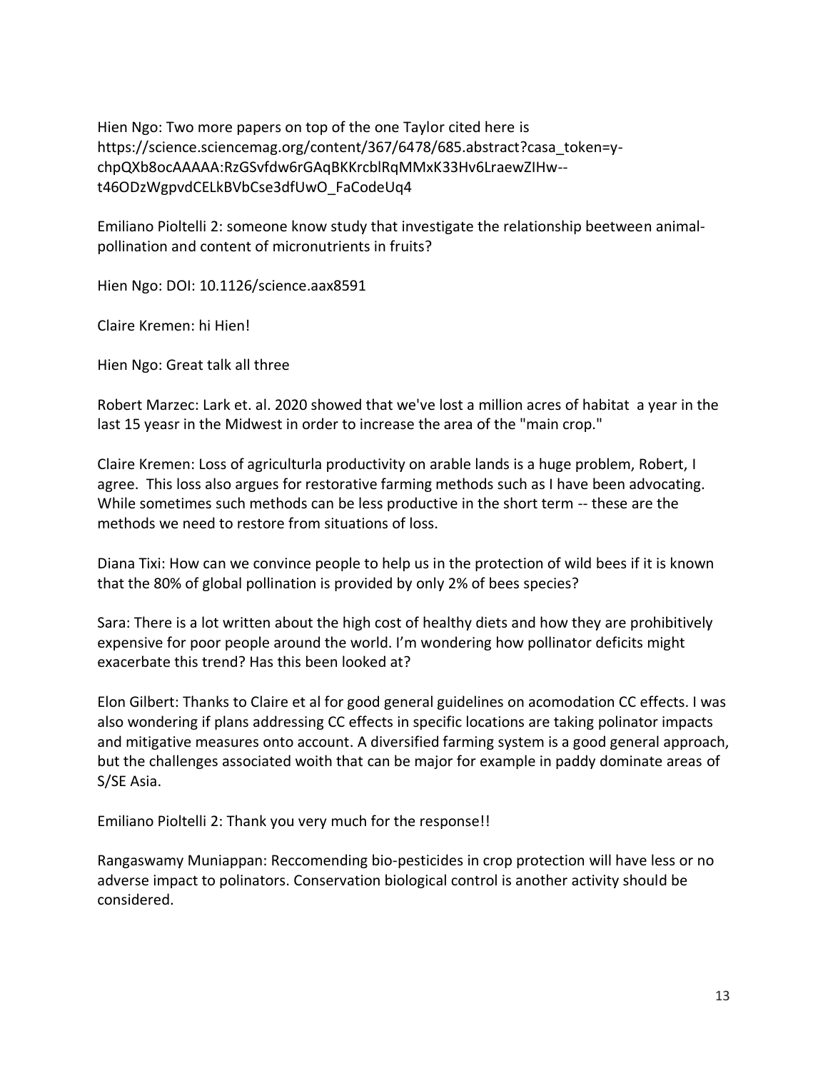Hien Ngo: Two more papers on top of the one Taylor cited here is https://science.sciencemag.org/content/367/6478/685.abstract?casa_token=y-chpQXb8ocAAAAA:RzGSvfdw6rGAqBKKrcblRqMMxK33Hv6LraewZIHw--t46ODzWgpvdCELkBVbCse3dfUwO_FaCodeUq4

Emiliano Pioltelli 2: someone know study that investigate the relationship beetween animal-pollination and content of micronutrients in fruits?

Hien Ngo: DOI: 10.1126/science.aax8591

Claire Kremen: hi Hien!

Hien Ngo: Great talk all three

Robert Marzec: Lark et. al. 2020 showed that we've lost a million acres of habitat a year in the last 15 yeasr in the Midwest in order to increase the area of the "main crop."

Claire Kremen: Loss of agriculturla productivity on arable lands is a huge problem, Robert, I agree. This loss also argues for restorative farming methods such as I have been advocating. While sometimes such methods can be less productive in the short term -- these are the methods we need to restore from situations of loss.

Diana Tixi: How can we convince people to help us in the protection of wild bees if it is known that the 80% of global pollination is provided by only 2% of bees species?

Sara: There is a lot written about the high cost of healthy diets and how they are prohibitively expensive for poor people around the world. I'm wondering how pollinator deficits might exacerbate this trend? Has this been looked at?

Elon Gilbert: Thanks to Claire et al for good general guidelines on acomodation CC effects. I was also wondering if plans addressing CC effects in specific locations are taking polinator impacts and mitigative measures onto account. A diversified farming system is a good general approach, but the challenges associated woith that can be major for example in paddy dominate areas of S/SE Asia.

Emiliano Pioltelli 2: Thank you very much for the response!!

Rangaswamy Muniappan: Reccomending bio-pesticides in crop protection will have less or no adverse impact to polinators. Conservation biological control is another activity should be considered.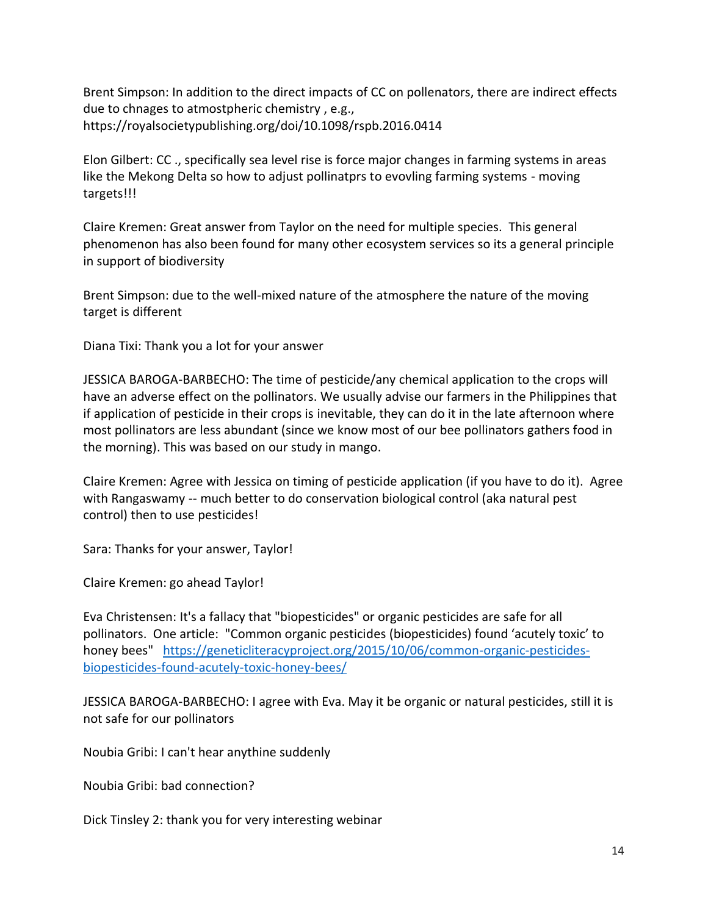Brent Simpson: In addition to the direct impacts of CC on pollenators, there are indirect effects due to chnages to atmostpheric chemistry , e.g., https://royalsocietypublishing.org/doi/10.1098/rspb.2016.0414

Elon Gilbert: CC ., specifically sea level rise is force major changes in farming systems in areas like the Mekong Delta so how to adjust pollinatprs to evovling farming systems - moving targets!!!

Claire Kremen: Great answer from Taylor on the need for multiple species. This general phenomenon has also been found for many other ecosystem services so its a general principle in support of biodiversity

Brent Simpson: due to the well-mixed nature of the atmosphere the nature of the moving target is different

Diana Tixi: Thank you a lot for your answer

JESSICA BAROGA-BARBECHO: The time of pesticide/any chemical application to the crops will have an adverse effect on the pollinators. We usually advise our farmers in the Philippines that if application of pesticide in their crops is inevitable, they can do it in the late afternoon where most pollinators are less abundant (since we know most of our bee pollinators gathers food in the morning). This was based on our study in mango.

Claire Kremen: Agree with Jessica on timing of pesticide application (if you have to do it). Agree with Rangaswamy -- much better to do conservation biological control (aka natural pest control) then to use pesticides!

Sara: Thanks for your answer, Taylor!

Claire Kremen: go ahead Taylor!

Eva Christensen: It's a fallacy that "biopesticides" or organic pesticides are safe for all pollinators. One article: "Common organic pesticides (biopesticides) found 'acutely toxic' to honey bees" [https://geneticliteracyproject.org/2015/10/06/common-organic-pesticides-biopesticides-found-acutely-toxic-honey-bees/](https://geneticliteracyproject.org/2015/10/06/common-organic-pesticides-biopesticides-found-acutely-toxic-honey-bees/)

JESSICA BAROGA-BARBECHO: I agree with Eva. May it be organic or natural pesticides, still it is not safe for our pollinators

Noubia Gribi: I can't hear anythine suddenly

Noubia Gribi: bad connection?

Dick Tinsley 2: thank you for very interesting webinar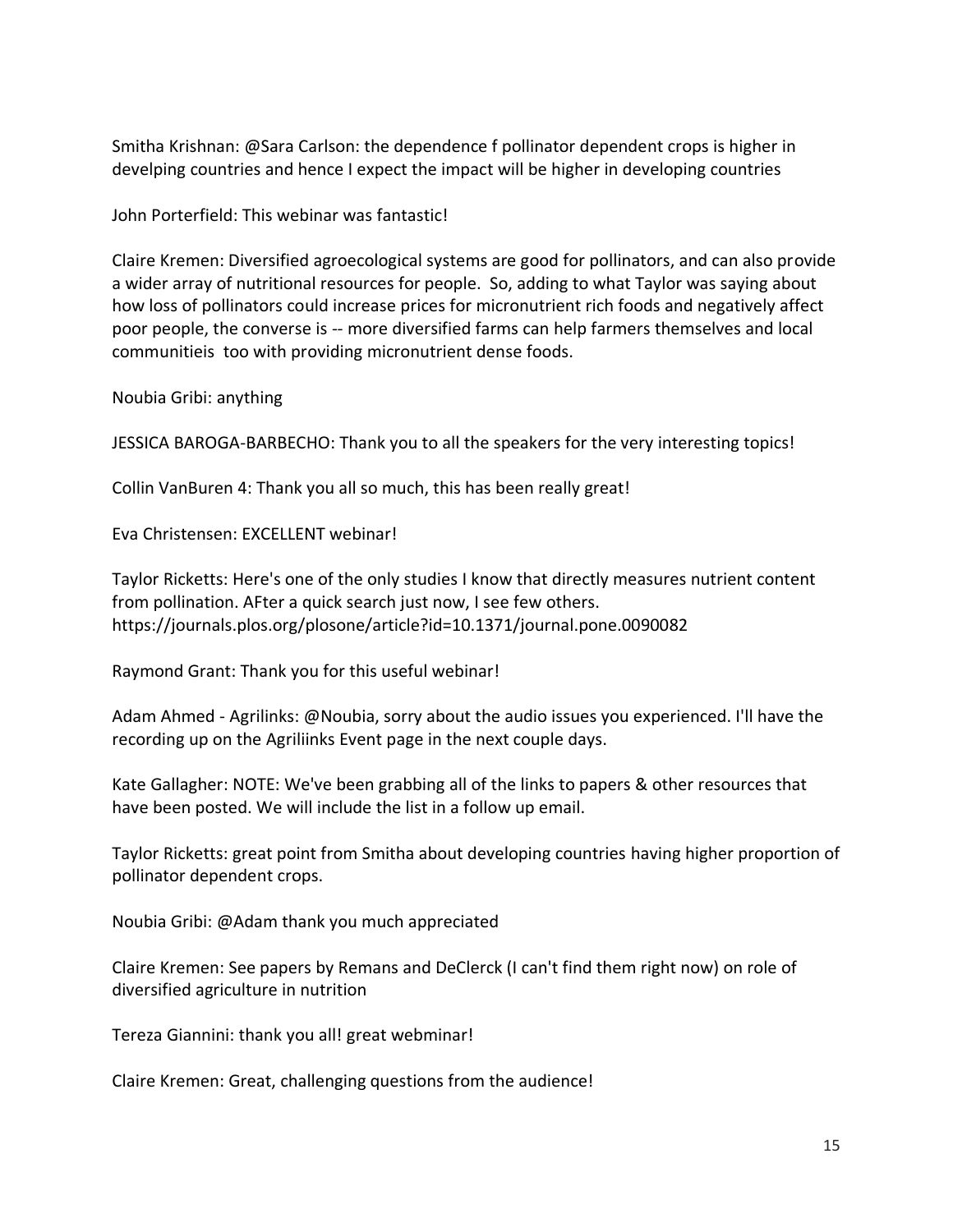Smitha Krishnan: @Sara Carlson: the dependence f pollinator dependent crops is higher in develping countries and hence I expect the impact will be higher in developing countries

John Porterfield: This webinar was fantastic!

Claire Kremen: Diversified agroecological systems are good for pollinators, and can also provide a wider array of nutritional resources for people. So, adding to what Taylor was saying about how loss of pollinators could increase prices for micronutrient rich foods and negatively affect poor people, the converse is -- more diversified farms can help farmers themselves and local communitieis too with providing micronutrient dense foods.

Noubia Gribi: anything

JESSICA BAROGA-BARBECHO: Thank you to all the speakers for the very interesting topics!

Collin VanBuren 4: Thank you all so much, this has been really great!

Eva Christensen: EXCELLENT webinar!

Taylor Ricketts: Here's one of the only studies I know that directly measures nutrient content from pollination. AFter a quick search just now, I see few others. https://journals.plos.org/plosone/article?id=10.1371/journal.pone.0090082

Raymond Grant: Thank you for this useful webinar!

Adam Ahmed - Agrilinks: @Noubia, sorry about the audio issues you experienced. I'll have the recording up on the Agriliinks Event page in the next couple days.

Kate Gallagher: NOTE: We've been grabbing all of the links to papers & other resources that have been posted. We will include the list in a follow up email.

Taylor Ricketts: great point from Smitha about developing countries having higher proportion of pollinator dependent crops.

Noubia Gribi: @Adam thank you much appreciated

Claire Kremen: See papers by Remans and DeClerck (I can't find them right now) on role of diversified agriculture in nutrition

Tereza Giannini: thank you all! great webminar!

Claire Kremen: Great, challenging questions from the audience!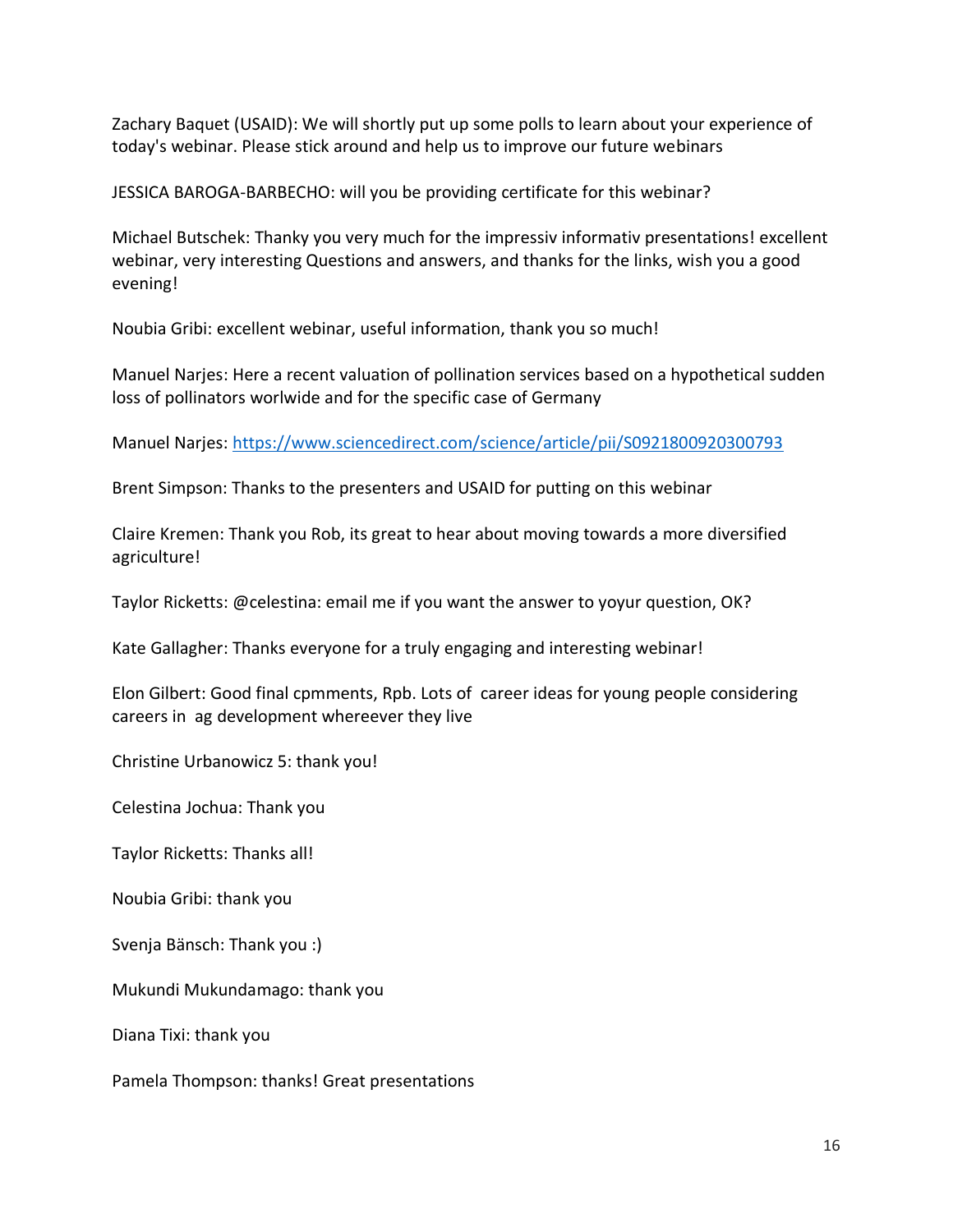Zachary Baquet (USAID): We will shortly put up some polls to learn about your experience of today's webinar. Please stick around and help us to improve our future webinars

JESSICA BAROGA-BARBECHO: will you be providing certificate for this webinar?

Michael Butschek: Thanky you very much for the impressiv informativ presentations! excellent webinar, very interesting Questions and answers, and thanks for the links, wish you a good evening!

Noubia Gribi: excellent webinar, useful information, thank you so much!

Manuel Narjes: Here a recent valuation of pollination services based on a hypothetical sudden loss of pollinators worlwide and for the specific case of Germany

Manuel Narjes: https://www.sciencedirect.com/science/article/pii/S0921800920300793

Brent Simpson: Thanks to the presenters and USAID for putting on this webinar

Claire Kremen: Thank you Rob, its great to hear about moving towards a more diversified agriculture!

Taylor Ricketts: @celestina: email me if you want the answer to yoyur question, OK?

Kate Gallagher: Thanks everyone for a truly engaging and interesting webinar!

Elon Gilbert: Good final cpmments, Rpb. Lots of career ideas for young people considering careers in ag development whereever they live

Christine Urbanowicz 5: thank you!

Celestina Jochua: Thank you

Taylor Ricketts: Thanks all!

Noubia Gribi: thank you

Svenja Bänsch: Thank you :)

Mukundi Mukundamago: thank you

Diana Tixi: thank you

Pamela Thompson: thanks! Great presentations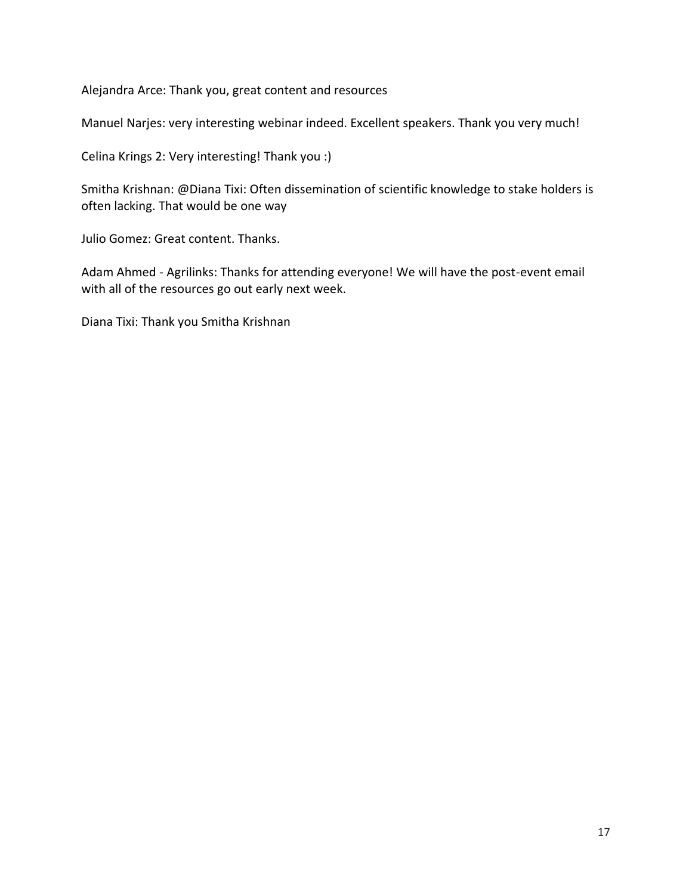Alejandra Arce: Thank you, great content and resources

Manuel Narjes: very interesting webinar indeed. Excellent speakers. Thank you very much!

Celina Krings 2: Very interesting! Thank you :)

Smitha Krishnan: @Diana Tixi: Often dissemination of scientific knowledge to stake holders is often lacking. That would be one way

Julio Gomez: Great content. Thanks.

Adam Ahmed - Agrilinks: Thanks for attending everyone! We will have the post-event email with all of the resources go out early next week.

Diana Tixi: Thank you Smitha Krishnan